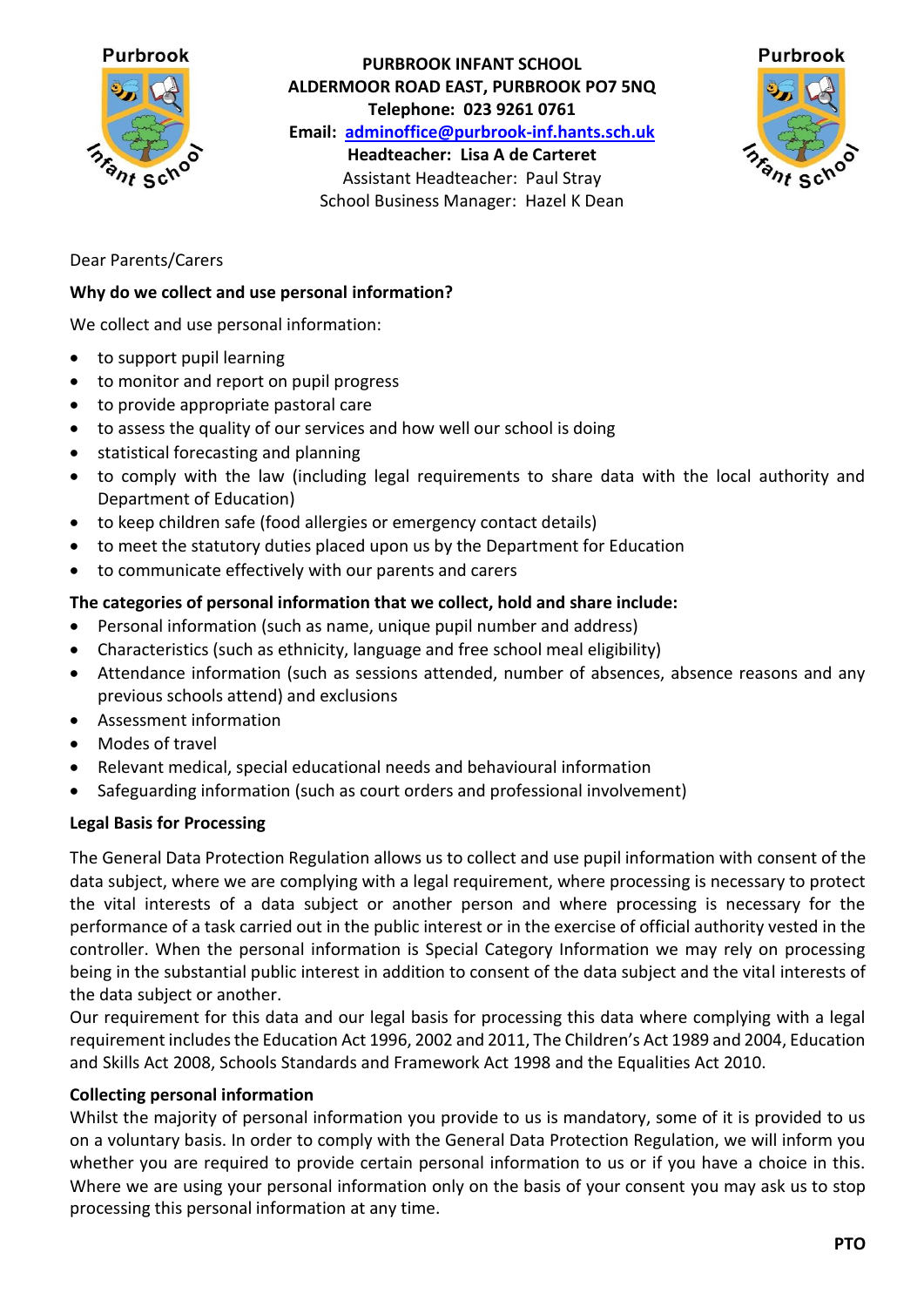**PURBROOK INFANT SCHOOL**
**ALDERMOOR ROAD EAST, PURBROOK PO7 5NQ**
**Telephone: 023 9261 0761**
**Email: adminoffice@purbrook-inf.hants.sch.uk**
**Headteacher: Lisa A de Carteret**
Assistant Headteacher: Paul Stray
School Business Manager: Hazel K Dean

Dear Parents/Carers

**Why do we collect and use personal information?**

We collect and use personal information:

- to support pupil learning
- to monitor and report on pupil progress
- to provide appropriate pastoral care
- to assess the quality of our services and how well our school is doing
- statistical forecasting and planning
- to comply with the law (including legal requirements to share data with the local authority and Department of Education)
- to keep children safe (food allergies or emergency contact details)
- to meet the statutory duties placed upon us by the Department for Education
- to communicate effectively with our parents and carers

**The categories of personal information that we collect, hold and share include:**

- Personal information (such as name, unique pupil number and address)
- Characteristics (such as ethnicity, language and free school meal eligibility)
- Attendance information (such as sessions attended, number of absences, absence reasons and any previous schools attend) and exclusions
- Assessment information
- Modes of travel
- Relevant medical, special educational needs and behavioural information
- Safeguarding information (such as court orders and professional involvement)

**Legal Basis for Processing**

The General Data Protection Regulation allows us to collect and use pupil information with consent of the data subject, where we are complying with a legal requirement, where processing is necessary to protect the vital interests of a data subject or another person and where processing is necessary for the performance of a task carried out in the public interest or in the exercise of official authority vested in the controller. When the personal information is Special Category Information we may rely on processing being in the substantial public interest in addition to consent of the data subject and the vital interests of the data subject or another.

Our requirement for this data and our legal basis for processing this data where complying with a legal requirement includes the Education Act 1996, 2002 and 2011, The Children's Act 1989 and 2004, Education and Skills Act 2008, Schools Standards and Framework Act 1998 and the Equalities Act 2010.

**Collecting personal information**

Whilst the majority of personal information you provide to us is mandatory, some of it is provided to us on a voluntary basis. In order to comply with the General Data Protection Regulation, we will inform you whether you are required to provide certain personal information to us or if you have a choice in this. Where we are using your personal information only on the basis of your consent you may ask us to stop processing this personal information at any time.

**PTO**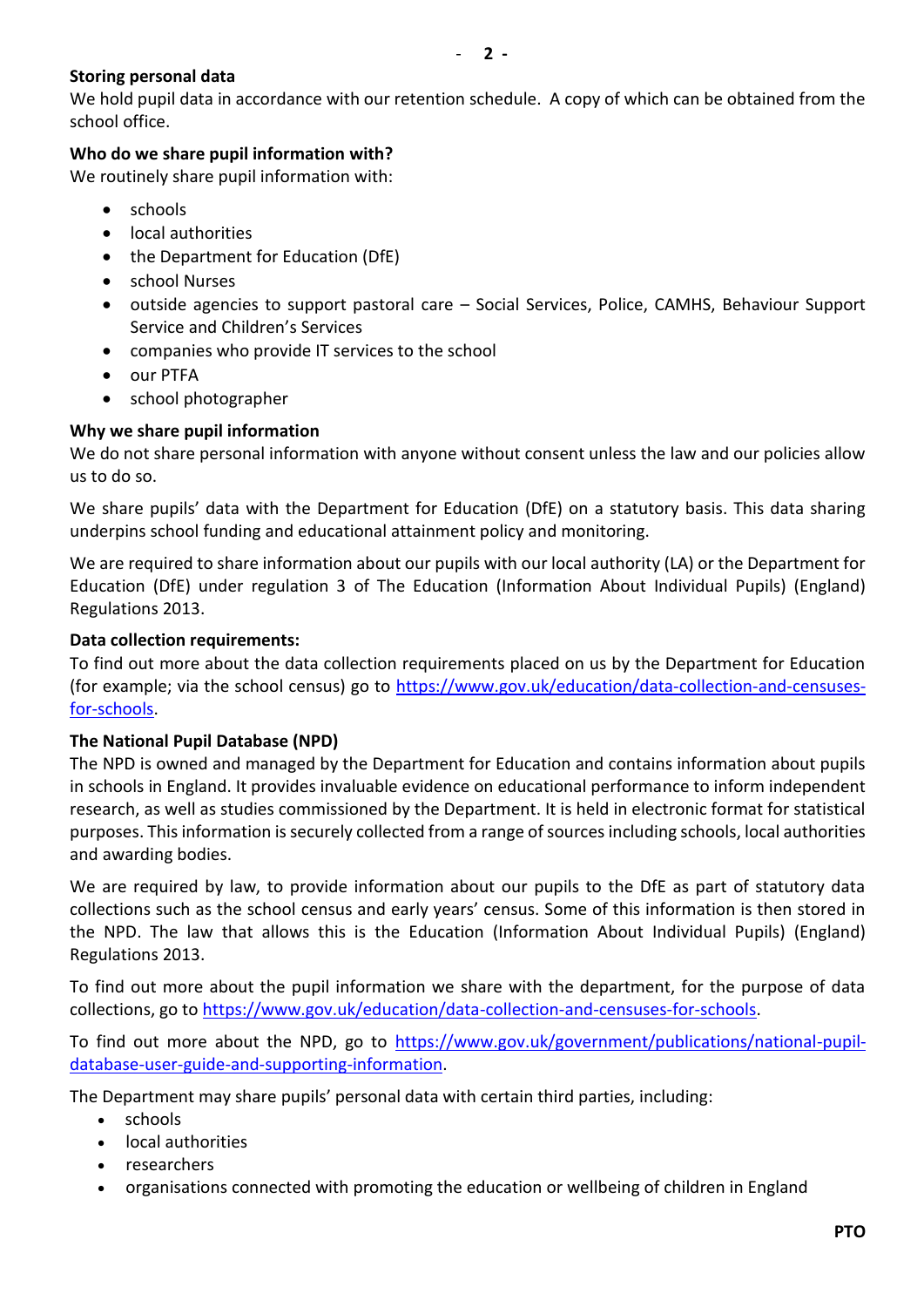**Storing personal data**

We hold pupil data in accordance with our retention schedule. A copy of which can be obtained from the school office.

**Who do we share pupil information with?**

We routinely share pupil information with:

- schools
- local authorities
- the Department for Education (DfE)
- school Nurses
- outside agencies to support pastoral care – Social Services, Police, CAMHS, Behaviour Support Service and Children's Services
- companies who provide IT services to the school
- our PTFA
- school photographer

**Why we share pupil information**

We do not share personal information with anyone without consent unless the law and our policies allow us to do so.

We share pupils' data with the Department for Education (DfE) on a statutory basis. This data sharing underpins school funding and educational attainment policy and monitoring.

We are required to share information about our pupils with our local authority (LA) or the Department for Education (DfE) under regulation 3 of The Education (Information About Individual Pupils) (England) Regulations 2013.

**Data collection requirements:**

To find out more about the data collection requirements placed on us by the Department for Education (for example; via the school census) go to [https://www.gov.uk/education/data-collection-and-censuses-for-schools](https://www.gov.uk/education/data-collection-and-censuses-for-schools).

**The National Pupil Database (NPD)**

The NPD is owned and managed by the Department for Education and contains information about pupils in schools in England. It provides invaluable evidence on educational performance to inform independent research, as well as studies commissioned by the Department. It is held in electronic format for statistical purposes. This information is securely collected from a range of sources including schools, local authorities and awarding bodies.

We are required by law, to provide information about our pupils to the DfE as part of statutory data collections such as the school census and early years' census. Some of this information is then stored in the NPD. The law that allows this is the Education (Information About Individual Pupils) (England) Regulations 2013.

To find out more about the pupil information we share with the department, for the purpose of data collections, go to [https://www.gov.uk/education/data-collection-and-censuses-for-schools](https://www.gov.uk/education/data-collection-and-censuses-for-schools).

To find out more about the NPD, go to [https://www.gov.uk/government/publications/national-pupil-database-user-guide-and-supporting-information](https://www.gov.uk/government/publications/national-pupil-database-user-guide-and-supporting-information).

The Department may share pupils' personal data with certain third parties, including:

- schools
- local authorities
- researchers
- organisations connected with promoting the education or wellbeing of children in England

**PTO**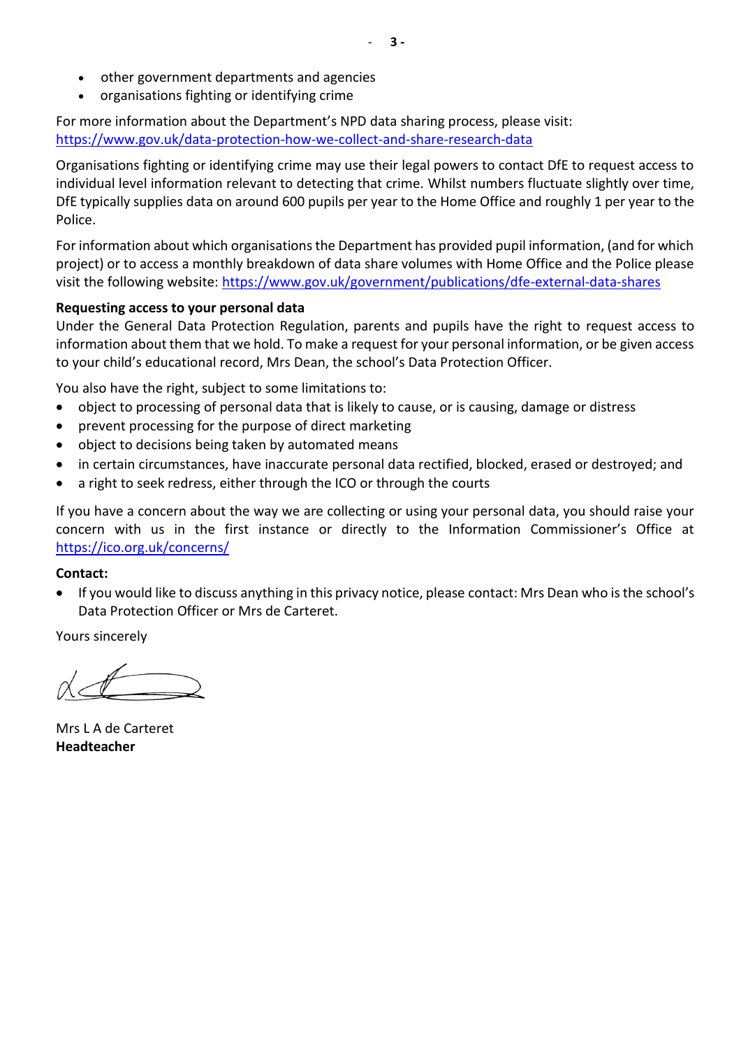- other government departments and agencies
- organisations fighting or identifying crime

For more information about the Department's NPD data sharing process, please visit:
https://www.gov.uk/data-protection-how-we-collect-and-share-research-data

Organisations fighting or identifying crime may use their legal powers to contact DfE to request access to individual level information relevant to detecting that crime. Whilst numbers fluctuate slightly over time, DfE typically supplies data on around 600 pupils per year to the Home Office and roughly 1 per year to the Police.

For information about which organisations the Department has provided pupil information, (and for which project) or to access a monthly breakdown of data share volumes with Home Office and the Police please visit the following website: https://www.gov.uk/government/publications/dfe-external-data-shares

**Requesting access to your personal data**

Under the General Data Protection Regulation, parents and pupils have the right to request access to information about them that we hold. To make a request for your personal information, or be given access to your child's educational record, Mrs Dean, the school's Data Protection Officer.

You also have the right, subject to some limitations to:

- object to processing of personal data that is likely to cause, or is causing, damage or distress
- prevent processing for the purpose of direct marketing
- object to decisions being taken by automated means
- in certain circumstances, have inaccurate personal data rectified, blocked, erased or destroyed; and
- a right to seek redress, either through the ICO or through the courts

If you have a concern about the way we are collecting or using your personal data, you should raise your concern with us in the first instance or directly to the Information Commissioner's Office at https://ico.org.uk/concerns/

**Contact:**

- If you would like to discuss anything in this privacy notice, please contact: Mrs Dean who is the school's Data Protection Officer or Mrs de Carteret.

Yours sincerely

Mrs L A de Carteret
**Headteacher**